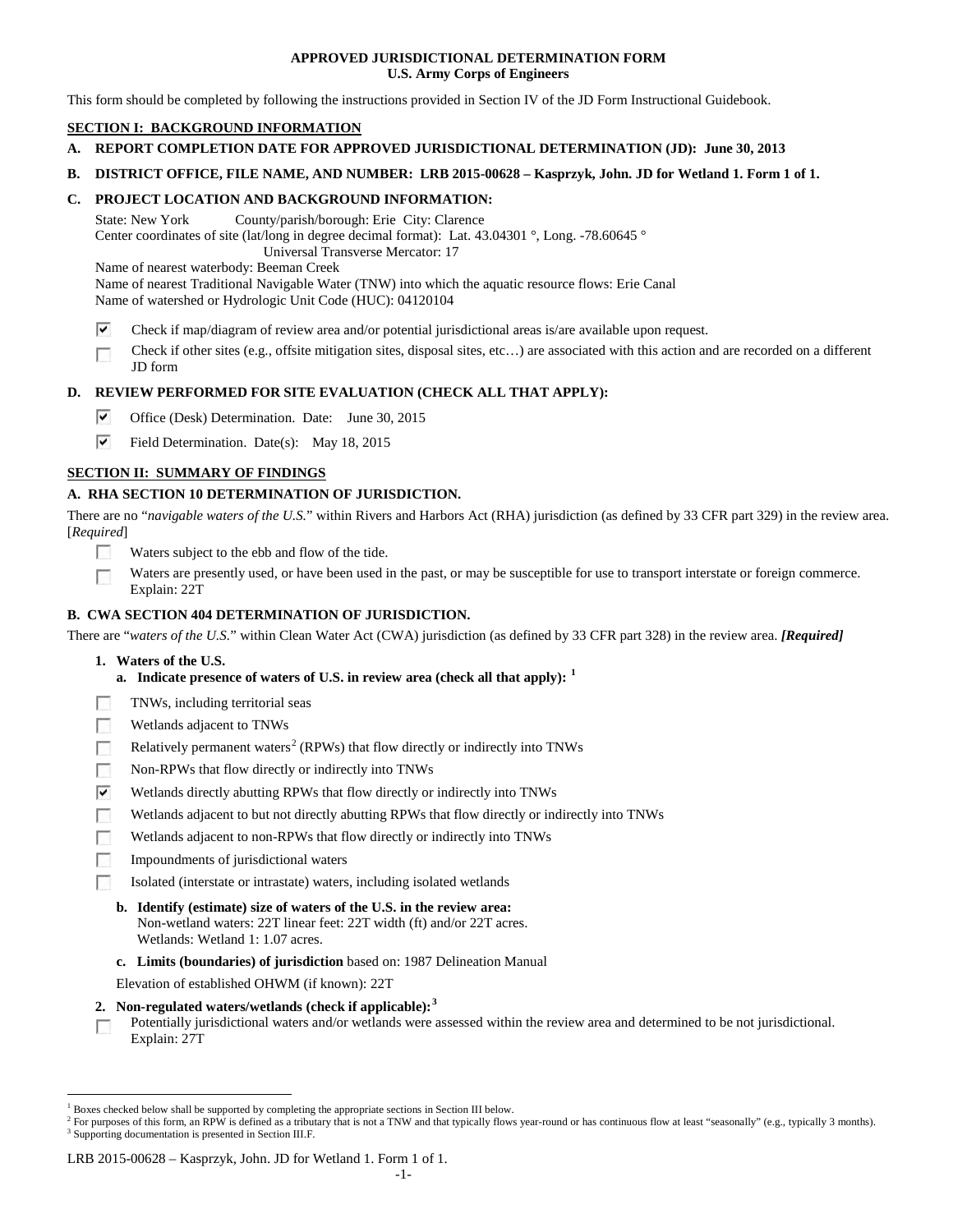**APPROVED JURISDICTIONAL DETERMINATION FORM**
**U.S. Army Corps of Engineers**

This form should be completed by following the instructions provided in Section IV of the JD Form Instructional Guidebook.

## SECTION I: BACKGROUND INFORMATION

**A. REPORT COMPLETION DATE FOR APPROVED JURISDICTIONAL DETERMINATION (JD): June 30, 2013**

**B. DISTRICT OFFICE, FILE NAME, AND NUMBER: LRB 2015-00628 – Kasprzyk, John. JD for Wetland 1. Form 1 of 1.**

**C. PROJECT LOCATION AND BACKGROUND INFORMATION:**

State: New York County/parish/borough: Erie City: Clarence
Center coordinates of site (lat/long in degree decimal format): Lat. 43.04301 °, Long. -78.60645 °
Universal Transverse Mercator: 17
Name of nearest waterbody: Beeman Creek
Name of nearest Traditional Navigable Water (TNW) into which the aquatic resource flows: Erie Canal
Name of watershed or Hydrologic Unit Code (HUC): 04120104

- [x] Check if map/diagram of review area and/or potential jurisdictional areas is/are available upon request.
- [ ] Check if other sites (e.g., offsite mitigation sites, disposal sites, etc…) are associated with this action and are recorded on a different JD form

**D. REVIEW PERFORMED FOR SITE EVALUATION (CHECK ALL THAT APPLY):**

- [x] Office (Desk) Determination. Date: June 30, 2015
- [x] Field Determination. Date(s): May 18, 2015

## SECTION II: SUMMARY OF FINDINGS

**A. RHA SECTION 10 DETERMINATION OF JURISDICTION.**

There are no "*navigable waters of the U.S.*" within Rivers and Harbors Act (RHA) jurisdiction (as defined by 33 CFR part 329) in the review area. [*Required*]

- [ ] Waters subject to the ebb and flow of the tide.
- [ ] Waters are presently used, or have been used in the past, or may be susceptible for use to transport interstate or foreign commerce. Explain: 22T

**B. CWA SECTION 404 DETERMINATION OF JURISDICTION.**

There are "*waters of the U.S.*" within Clean Water Act (CWA) jurisdiction (as defined by 33 CFR part 328) in the review area. ***[Required]***

**1. Waters of the U.S.**

**a. Indicate presence of waters of U.S. in review area (check all that apply):** [1]

- [ ] TNWs, including territorial seas
- [ ] Wetlands adjacent to TNWs
- [ ] Relatively permanent waters[2] (RPWs) that flow directly or indirectly into TNWs
- [ ] Non-RPWs that flow directly or indirectly into TNWs
- [x] Wetlands directly abutting RPWs that flow directly or indirectly into TNWs
- [ ] Wetlands adjacent to but not directly abutting RPWs that flow directly or indirectly into TNWs
- [ ] Wetlands adjacent to non-RPWs that flow directly or indirectly into TNWs
- [ ] Impoundments of jurisdictional waters
- [ ] Isolated (interstate or intrastate) waters, including isolated wetlands

**b. Identify (estimate) size of waters of the U.S. in the review area:**
Non-wetland waters: 22T linear feet: 22T width (ft) and/or 22T acres.
Wetlands: Wetland 1: 1.07 acres.

**c. Limits (boundaries) of jurisdiction** based on: 1987 Delineation Manual

Elevation of established OHWM (if known): 22T

**2. Non-regulated waters/wetlands (check if applicable):**[3]

- [ ] Potentially jurisdictional waters and/or wetlands were assessed within the review area and determined to be not jurisdictional. Explain: 27T

---

[1] Boxes checked below shall be supported by completing the appropriate sections in Section III below.
[2] For purposes of this form, an RPW is defined as a tributary that is not a TNW and that typically flows year-round or has continuous flow at least "seasonally" (e.g., typically 3 months).
[3] Supporting documentation is presented in Section III.F.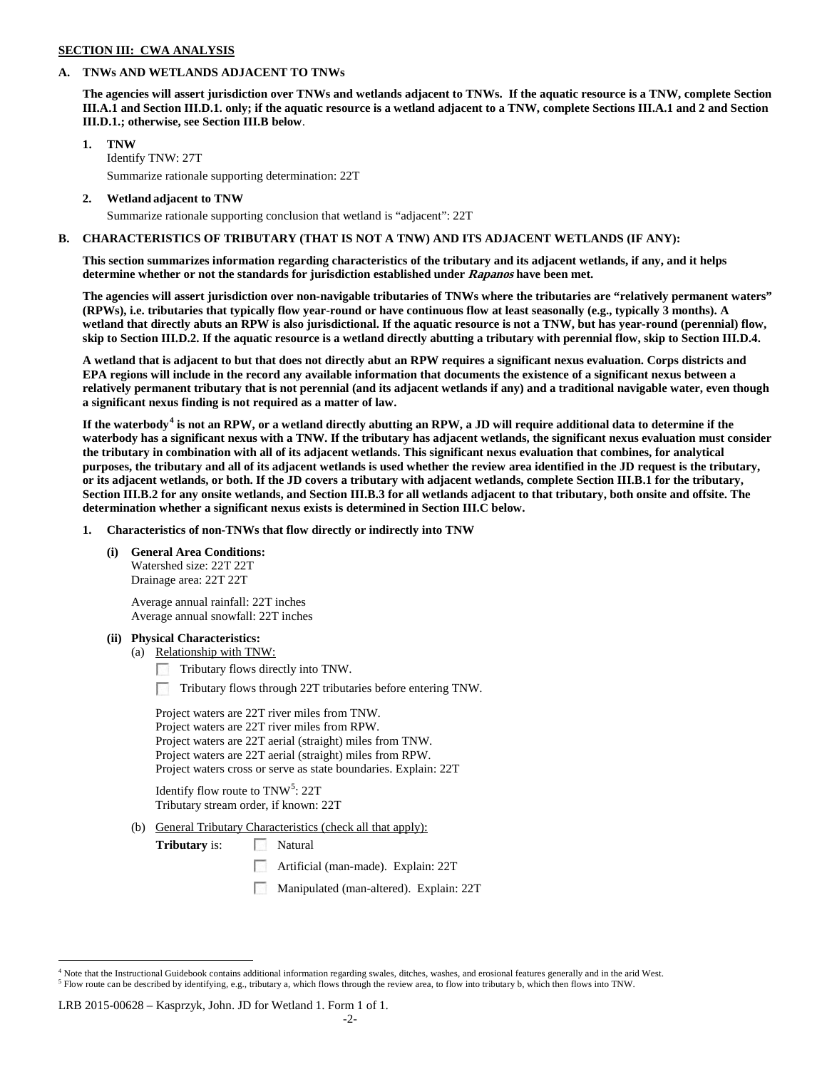**SECTION III: CWA ANALYSIS**

**A. TNWs AND WETLANDS ADJACENT TO TNWs**

**The agencies will assert jurisdiction over TNWs and wetlands adjacent to TNWs. If the aquatic resource is a TNW, complete Section III.A.1 and Section III.D.1. only; if the aquatic resource is a wetland adjacent to a TNW, complete Sections III.A.1 and 2 and Section III.D.1.; otherwise, see Section III.B below.**

**1. TNW**

Identify TNW: 27T

Summarize rationale supporting determination: 22T

**2. Wetland adjacent to TNW**

Summarize rationale supporting conclusion that wetland is "adjacent": 22T

**B. CHARACTERISTICS OF TRIBUTARY (THAT IS NOT A TNW) AND ITS ADJACENT WETLANDS (IF ANY):**

**This section summarizes information regarding characteristics of the tributary and its adjacent wetlands, if any, and it helps determine whether or not the standards for jurisdiction established under *Rapanos* have been met.**

**The agencies will assert jurisdiction over non-navigable tributaries of TNWs where the tributaries are "relatively permanent waters" (RPWs), i.e. tributaries that typically flow year-round or have continuous flow at least seasonally (e.g., typically 3 months). A wetland that directly abuts an RPW is also jurisdictional. If the aquatic resource is not a TNW, but has year-round (perennial) flow, skip to Section III.D.2. If the aquatic resource is a wetland directly abutting a tributary with perennial flow, skip to Section III.D.4.**

**A wetland that is adjacent to but that does not directly abut an RPW requires a significant nexus evaluation. Corps districts and EPA regions will include in the record any available information that documents the existence of a significant nexus between a relatively permanent tributary that is not perennial (and its adjacent wetlands if any) and a traditional navigable water, even though a significant nexus finding is not required as a matter of law.**

**If the waterbody[4] is not an RPW, or a wetland directly abutting an RPW, a JD will require additional data to determine if the waterbody has a significant nexus with a TNW. If the tributary has adjacent wetlands, the significant nexus evaluation must consider the tributary in combination with all of its adjacent wetlands. This significant nexus evaluation that combines, for analytical purposes, the tributary and all of its adjacent wetlands is used whether the review area identified in the JD request is the tributary, or its adjacent wetlands, or both. If the JD covers a tributary with adjacent wetlands, complete Section III.B.1 for the tributary, Section III.B.2 for any onsite wetlands, and Section III.B.3 for all wetlands adjacent to that tributary, both onsite and offsite. The determination whether a significant nexus exists is determined in Section III.C below.**

**1. Characteristics of non-TNWs that flow directly or indirectly into TNW**

**(i) General Area Conditions:**

Watershed size: 22T 22T
Drainage area: 22T 22T

Average annual rainfall: 22T inches
Average annual snowfall: 22T inches

**(ii) Physical Characteristics:**

(a) Relationship with TNW:

- ☐ Tributary flows directly into TNW.
- ☐ Tributary flows through 22T tributaries before entering TNW.

Project waters are 22T river miles from TNW.
Project waters are 22T river miles from RPW.
Project waters are 22T aerial (straight) miles from TNW.
Project waters are 22T aerial (straight) miles from RPW.
Project waters cross or serve as state boundaries. Explain: 22T

Identify flow route to TNW[5]: 22T
Tributary stream order, if known: 22T

(b) General Tributary Characteristics (check all that apply):

**Tributary** is:
- ☐ Natural
- ☐ Artificial (man-made). Explain: 22T
- ☐ Manipulated (man-altered). Explain: 22T

---

[4] Note that the Instructional Guidebook contains additional information regarding swales, ditches, washes, and erosional features generally and in the arid West.

[5] Flow route can be described by identifying, e.g., tributary a, which flows through the review area, to flow into tributary b, which then flows into TNW.

LRB 2015-00628 – Kasprzyk, John. JD for Wetland 1. Form 1 of 1.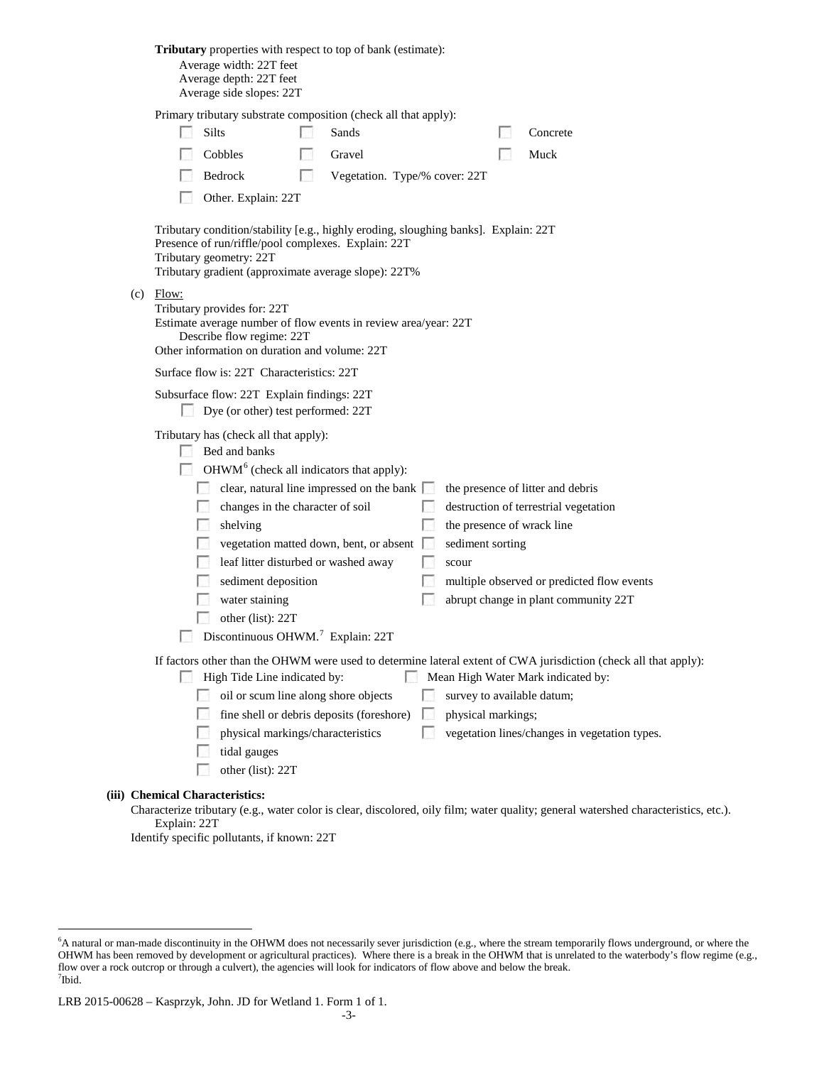**Tributary** properties with respect to top of bank (estimate):
  Average width: 22T feet
  Average depth: 22T feet
  Average side slopes: 22T

Primary tributary substrate composition (check all that apply):

☐ Silts ☐ Sands ☐ Concrete
☐ Cobbles ☐ Gravel ☐ Muck
☐ Bedrock ☐ Vegetation. Type/% cover: 22T
☐ Other. Explain: 22T

Tributary condition/stability [e.g., highly eroding, sloughing banks]. Explain: 22T
Presence of run/riffle/pool complexes. Explain: 22T
Tributary geometry: 22T
Tributary gradient (approximate average slope): 22T%

(c) Flow:
Tributary provides for: 22T
Estimate average number of flow events in review area/year: 22T
  Describe flow regime: 22T
Other information on duration and volume: 22T

Surface flow is: 22T Characteristics: 22T

Subsurface flow: 22T Explain findings: 22T
☐ Dye (or other) test performed: 22T

Tributary has (check all that apply):
☐ Bed and banks
☐ OHWM[6] (check all indicators that apply):
  ☐ clear, natural line impressed on the bank
  ☐ the presence of litter and debris
  ☐ changes in the character of soil
  ☐ destruction of terrestrial vegetation
  ☐ shelving
  ☐ the presence of wrack line
  ☐ vegetation matted down, bent, or absent
  ☐ sediment sorting
  ☐ leaf litter disturbed or washed away
  ☐ scour
  ☐ sediment deposition
  ☐ multiple observed or predicted flow events
  ☐ water staining
  ☐ abrupt change in plant community 22T
  ☐ other (list): 22T
☐ Discontinuous OHWM.[7] Explain: 22T

If factors other than the OHWM were used to determine lateral extent of CWA jurisdiction (check all that apply):
☐ High Tide Line indicated by:
  ☐ oil or scum line along shore objects
  ☐ fine shell or debris deposits (foreshore)
  ☐ physical markings/characteristics
  ☐ tidal gauges
  ☐ other (list): 22T
☐ Mean High Water Mark indicated by:
  ☐ survey to available datum;
  ☐ physical markings;
  ☐ vegetation lines/changes in vegetation types.

**(iii) Chemical Characteristics:**
Characterize tributary (e.g., water color is clear, discolored, oily film; water quality; general watershed characteristics, etc.).
  Explain: 22T
Identify specific pollutants, if known: 22T

---

[6]A natural or man-made discontinuity in the OHWM does not necessarily sever jurisdiction (e.g., where the stream temporarily flows underground, or where the OHWM has been removed by development or agricultural practices). Where there is a break in the OHWM that is unrelated to the waterbody's flow regime (e.g., flow over a rock outcrop or through a culvert), the agencies will look for indicators of flow above and below the break.
[7]Ibid.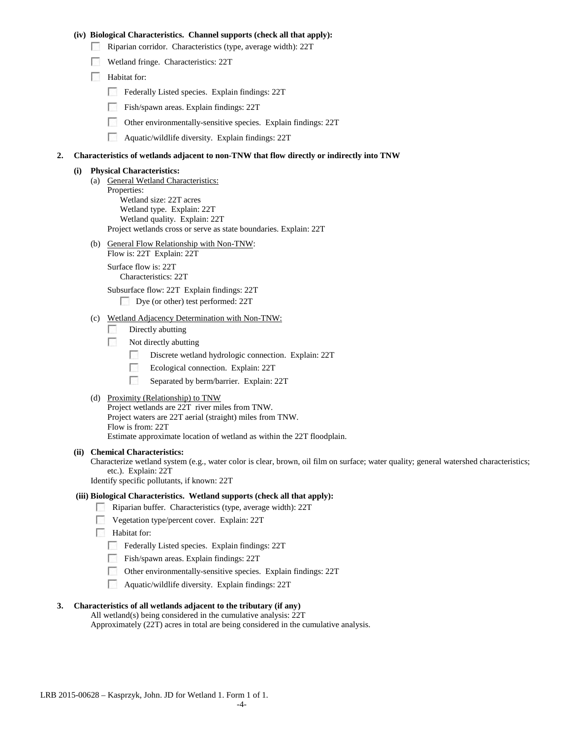**(iv) Biological Characteristics. Channel supports (check all that apply):**

- ☐ Riparian corridor. Characteristics (type, average width): 22T
- ☐ Wetland fringe. Characteristics: 22T
- ☐ Habitat for:
  - ☐ Federally Listed species. Explain findings: 22T
  - ☐ Fish/spawn areas. Explain findings: 22T
  - ☐ Other environmentally-sensitive species. Explain findings: 22T
  - ☐ Aquatic/wildlife diversity. Explain findings: 22T

**2. Characteristics of wetlands adjacent to non-TNW that flow directly or indirectly into TNW**

**(i) Physical Characteristics:**

(a) General Wetland Characteristics:
Properties:
Wetland size: 22T acres
Wetland type. Explain: 22T
Wetland quality. Explain: 22T
Project wetlands cross or serve as state boundaries. Explain: 22T

(b) General Flow Relationship with Non-TNW:
Flow is: 22T Explain: 22T

Surface flow is: 22T
Characteristics: 22T

Subsurface flow: 22T Explain findings: 22T
- ☐ Dye (or other) test performed: 22T

(c) Wetland Adjacency Determination with Non-TNW:
- ☐ Directly abutting
- ☐ Not directly abutting
  - ☐ Discrete wetland hydrologic connection. Explain: 22T
  - ☐ Ecological connection. Explain: 22T
  - ☐ Separated by berm/barrier. Explain: 22T

(d) Proximity (Relationship) to TNW
Project wetlands are 22T river miles from TNW.
Project waters are 22T aerial (straight) miles from TNW.
Flow is from: 22T
Estimate approximate location of wetland as within the 22T floodplain.

**(ii) Chemical Characteristics:**
Characterize wetland system (e.g., water color is clear, brown, oil film on surface; water quality; general watershed characteristics; etc.). Explain: 22T
Identify specific pollutants, if known: 22T

**(iii) Biological Characteristics. Wetland supports (check all that apply):**

- ☐ Riparian buffer. Characteristics (type, average width): 22T
- ☐ Vegetation type/percent cover. Explain: 22T
- ☐ Habitat for:
  - ☐ Federally Listed species. Explain findings: 22T
  - ☐ Fish/spawn areas. Explain findings: 22T
  - ☐ Other environmentally-sensitive species. Explain findings: 22T
  - ☐ Aquatic/wildlife diversity. Explain findings: 22T

**3. Characteristics of all wetlands adjacent to the tributary (if any)**
All wetland(s) being considered in the cumulative analysis: 22T
Approximately (22T) acres in total are being considered in the cumulative analysis.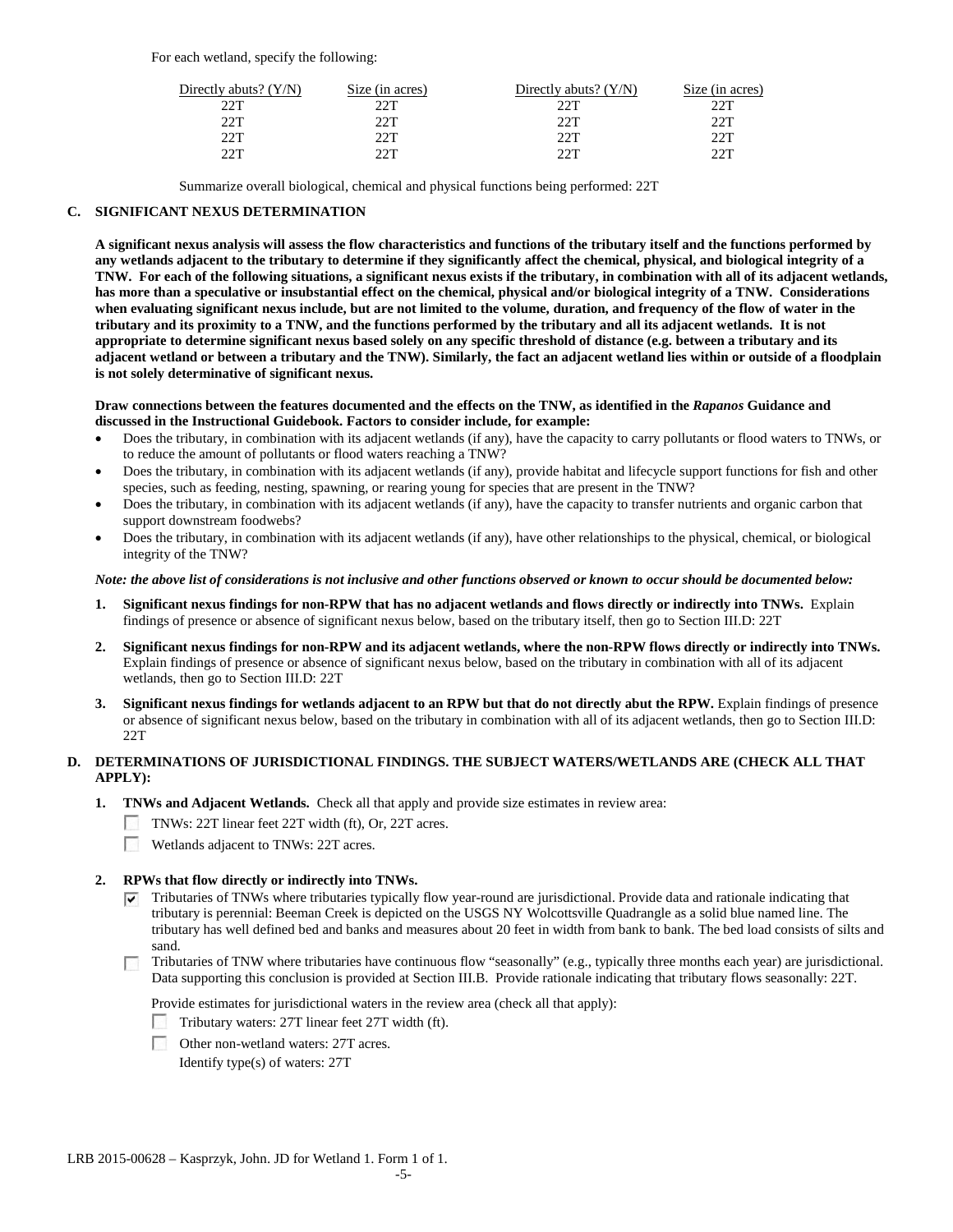For each wetland, specify the following:

| Directly abuts? (Y/N) | Size (in acres) | Directly abuts? (Y/N) | Size (in acres) |
|---|---|---|---|
| 22T | 22T | 22T | 22T |
| 22T | 22T | 22T | 22T |
| 22T | 22T | 22T | 22T |
| 22T | 22T | 22T | 22T |

Summarize overall biological, chemical and physical functions being performed: 22T

### C. SIGNIFICANT NEXUS DETERMINATION

**A significant nexus analysis will assess the flow characteristics and functions of the tributary itself and the functions performed by any wetlands adjacent to the tributary to determine if they significantly affect the chemical, physical, and biological integrity of a TNW. For each of the following situations, a significant nexus exists if the tributary, in combination with all of its adjacent wetlands, has more than a speculative or insubstantial effect on the chemical, physical and/or biological integrity of a TNW. Considerations when evaluating significant nexus include, but are not limited to the volume, duration, and frequency of the flow of water in the tributary and its proximity to a TNW, and the functions performed by the tributary and all its adjacent wetlands. It is not appropriate to determine significant nexus based solely on any specific threshold of distance (e.g. between a tributary and its adjacent wetland or between a tributary and the TNW). Similarly, the fact an adjacent wetland lies within or outside of a floodplain is not solely determinative of significant nexus.**

**Draw connections between the features documented and the effects on the TNW, as identified in the *Rapanos* Guidance and discussed in the Instructional Guidebook. Factors to consider include, for example:**

- Does the tributary, in combination with its adjacent wetlands (if any), have the capacity to carry pollutants or flood waters to TNWs, or to reduce the amount of pollutants or flood waters reaching a TNW?
- Does the tributary, in combination with its adjacent wetlands (if any), provide habitat and lifecycle support functions for fish and other species, such as feeding, nesting, spawning, or rearing young for species that are present in the TNW?
- Does the tributary, in combination with its adjacent wetlands (if any), have the capacity to transfer nutrients and organic carbon that support downstream foodwebs?
- Does the tributary, in combination with its adjacent wetlands (if any), have other relationships to the physical, chemical, or biological integrity of the TNW?

***Note: the above list of considerations is not inclusive and other functions observed or known to occur should be documented below:***

1. **Significant nexus findings for non-RPW that has no adjacent wetlands and flows directly or indirectly into TNWs.** Explain findings of presence or absence of significant nexus below, based on the tributary itself, then go to Section III.D: 22T

2. **Significant nexus findings for non-RPW and its adjacent wetlands, where the non-RPW flows directly or indirectly into TNWs.** Explain findings of presence or absence of significant nexus below, based on the tributary in combination with all of its adjacent wetlands, then go to Section III.D: 22T

3. **Significant nexus findings for wetlands adjacent to an RPW but that do not directly abut the RPW.** Explain findings of presence or absence of significant nexus below, based on the tributary in combination with all of its adjacent wetlands, then go to Section III.D: 22T

### D. DETERMINATIONS OF JURISDICTIONAL FINDINGS. THE SUBJECT WATERS/WETLANDS ARE (CHECK ALL THAT APPLY):

1. **TNWs and Adjacent Wetlands.** Check all that apply and provide size estimates in review area:
   - ☐ TNWs: 22T linear feet 22T width (ft), Or, 22T acres.
   - ☐ Wetlands adjacent to TNWs: 22T acres.

2. **RPWs that flow directly or indirectly into TNWs.**
   - ☑ Tributaries of TNWs where tributaries typically flow year-round are jurisdictional. Provide data and rationale indicating that tributary is perennial: Beeman Creek is depicted on the USGS NY Wolcottsville Quadrangle as a solid blue named line. The tributary has well defined bed and banks and measures about 20 feet in width from bank to bank. The bed load consists of silts and sand.
   - ☐ Tributaries of TNW where tributaries have continuous flow "seasonally" (e.g., typically three months each year) are jurisdictional. Data supporting this conclusion is provided at Section III.B. Provide rationale indicating that tributary flows seasonally: 22T.

   Provide estimates for jurisdictional waters in the review area (check all that apply):
   - ☐ Tributary waters: 27T linear feet 27T width (ft).
   - ☐ Other non-wetland waters: 27T acres.
     Identify type(s) of waters: 27T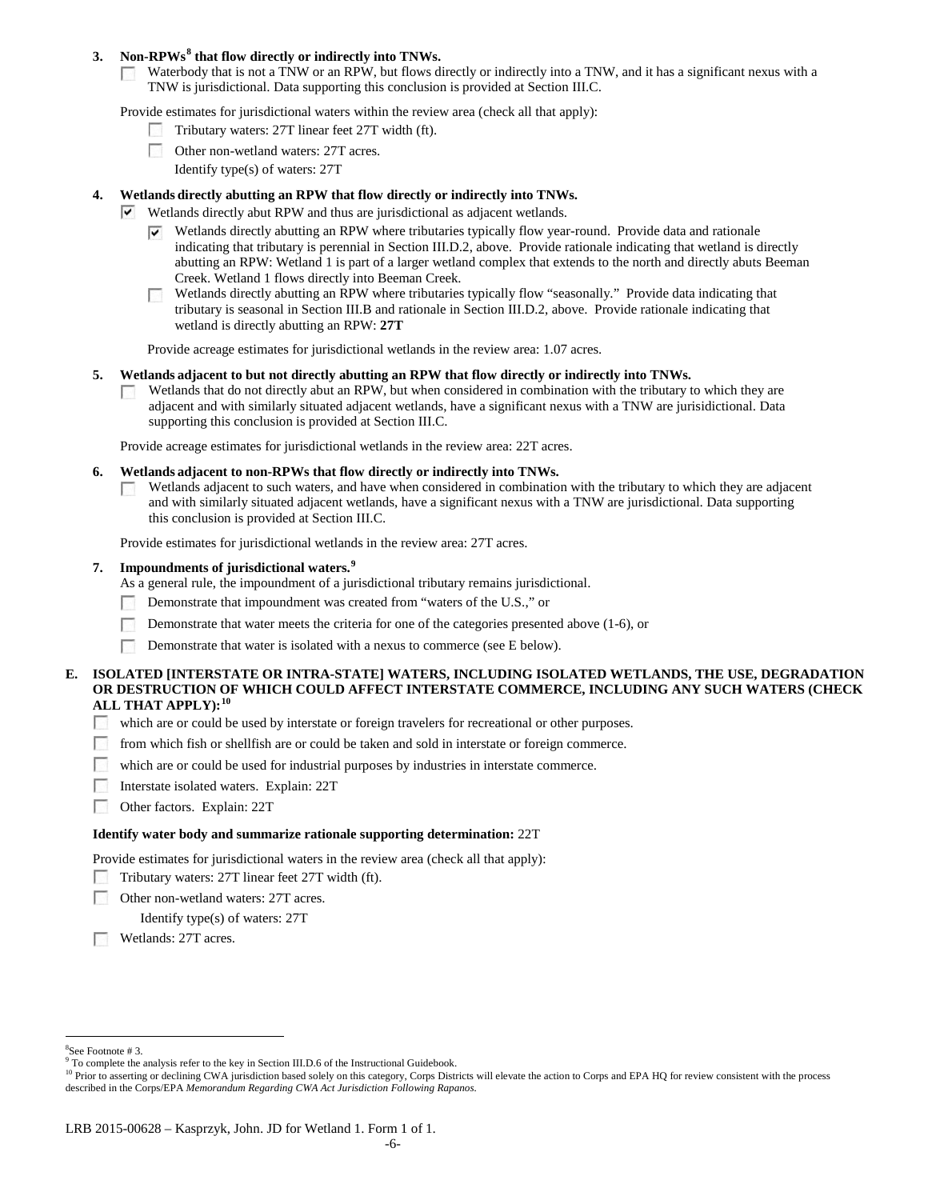**3. Non-RPWs[8] that flow directly or indirectly into TNWs.**

☐ Waterbody that is not a TNW or an RPW, but flows directly or indirectly into a TNW, and it has a significant nexus with a TNW is jurisdictional. Data supporting this conclusion is provided at Section III.C.

Provide estimates for jurisdictional waters within the review area (check all that apply):

☐ Tributary waters: 27T linear feet 27T width (ft).

☐ Other non-wetland waters: 27T acres.

Identify type(s) of waters: 27T

**4. Wetlands directly abutting an RPW that flow directly or indirectly into TNWs.**

☑ Wetlands directly abut RPW and thus are jurisdictional as adjacent wetlands.

☑ Wetlands directly abutting an RPW where tributaries typically flow year-round. Provide data and rationale indicating that tributary is perennial in Section III.D.2, above. Provide rationale indicating that wetland is directly abutting an RPW: Wetland 1 is part of a larger wetland complex that extends to the north and directly abuts Beeman Creek. Wetland 1 flows directly into Beeman Creek.

☐ Wetlands directly abutting an RPW where tributaries typically flow "seasonally." Provide data indicating that tributary is seasonal in Section III.B and rationale in Section III.D.2, above. Provide rationale indicating that wetland is directly abutting an RPW: **27T**

Provide acreage estimates for jurisdictional wetlands in the review area: 1.07 acres.

**5. Wetlands adjacent to but not directly abutting an RPW that flow directly or indirectly into TNWs.**

☐ Wetlands that do not directly abut an RPW, but when considered in combination with the tributary to which they are adjacent and with similarly situated adjacent wetlands, have a significant nexus with a TNW are jurisidictional. Data supporting this conclusion is provided at Section III.C.

Provide acreage estimates for jurisdictional wetlands in the review area: 22T acres.

**6. Wetlands adjacent to non-RPWs that flow directly or indirectly into TNWs.**

☐ Wetlands adjacent to such waters, and have when considered in combination with the tributary to which they are adjacent and with similarly situated adjacent wetlands, have a significant nexus with a TNW are jurisdictional. Data supporting this conclusion is provided at Section III.C.

Provide estimates for jurisdictional wetlands in the review area: 27T acres.

**7. Impoundments of jurisdictional waters.[9]**

As a general rule, the impoundment of a jurisdictional tributary remains jurisdictional.

☐ Demonstrate that impoundment was created from "waters of the U.S.," or

☐ Demonstrate that water meets the criteria for one of the categories presented above (1-6), or

☐ Demonstrate that water is isolated with a nexus to commerce (see E below).

**E. ISOLATED [INTERSTATE OR INTRA-STATE] WATERS, INCLUDING ISOLATED WETLANDS, THE USE, DEGRADATION OR DESTRUCTION OF WHICH COULD AFFECT INTERSTATE COMMERCE, INCLUDING ANY SUCH WATERS (CHECK ALL THAT APPLY):[10]**

☐ which are or could be used by interstate or foreign travelers for recreational or other purposes.

☐ from which fish or shellfish are or could be taken and sold in interstate or foreign commerce.

☐ which are or could be used for industrial purposes by industries in interstate commerce.

☐ Interstate isolated waters. Explain: 22T

☐ Other factors. Explain: 22T

**Identify water body and summarize rationale supporting determination:** 22T

Provide estimates for jurisdictional waters in the review area (check all that apply):

☐ Tributary waters: 27T linear feet 27T width (ft).

☐ Other non-wetland waters: 27T acres.

Identify type(s) of waters: 27T

☐ Wetlands: 27T acres.

---

[8] See Footnote # 3.

[9] To complete the analysis refer to the key in Section III.D.6 of the Instructional Guidebook.

[10] Prior to asserting or declining CWA jurisdiction based solely on this category, Corps Districts will elevate the action to Corps and EPA HQ for review consistent with the process described in the Corps/EPA *Memorandum Regarding CWA Act Jurisdiction Following Rapanos.*

LRB 2015-00628 – Kasprzyk, John. JD for Wetland 1. Form 1 of 1.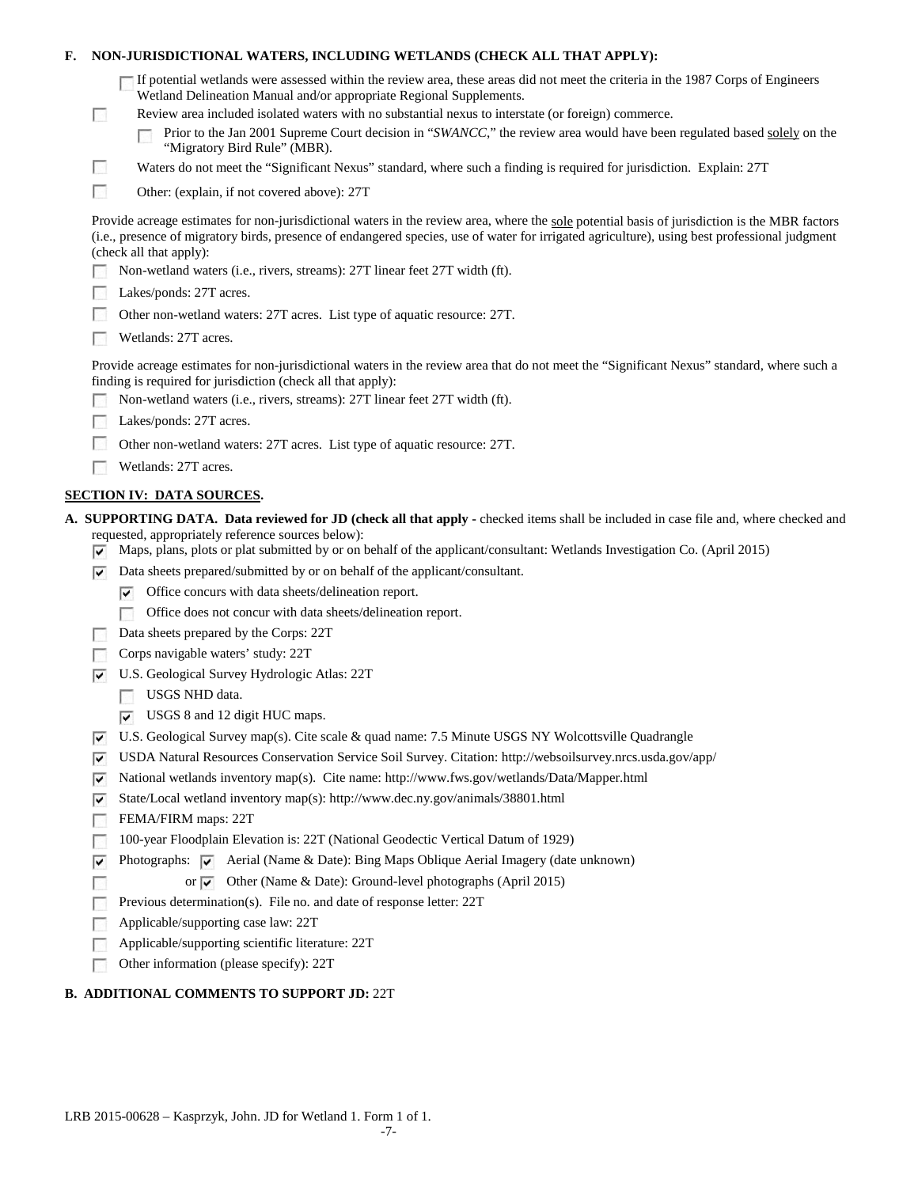**F. NON-JURISDICTIONAL WATERS, INCLUDING WETLANDS (CHECK ALL THAT APPLY):**

- ☐ If potential wetlands were assessed within the review area, these areas did not meet the criteria in the 1987 Corps of Engineers Wetland Delineation Manual and/or appropriate Regional Supplements.
- ☐ Review area included isolated waters with no substantial nexus to interstate (or foreign) commerce.
  - ☐ Prior to the Jan 2001 Supreme Court decision in "*SWANCC*," the review area would have been regulated based solely on the "Migratory Bird Rule" (MBR).
- ☐ Waters do not meet the "Significant Nexus" standard, where such a finding is required for jurisdiction. Explain: 27T
- ☐ Other: (explain, if not covered above): 27T

Provide acreage estimates for non-jurisdictional waters in the review area, where the sole potential basis of jurisdiction is the MBR factors (i.e., presence of migratory birds, presence of endangered species, use of water for irrigated agriculture), using best professional judgment (check all that apply):

- ☐ Non-wetland waters (i.e., rivers, streams): 27T linear feet 27T width (ft).
- ☐ Lakes/ponds: 27T acres.
- ☐ Other non-wetland waters: 27T acres. List type of aquatic resource: 27T.
- ☐ Wetlands: 27T acres.

Provide acreage estimates for non-jurisdictional waters in the review area that do not meet the "Significant Nexus" standard, where such a finding is required for jurisdiction (check all that apply):

- ☐ Non-wetland waters (i.e., rivers, streams): 27T linear feet 27T width (ft).
- ☐ Lakes/ponds: 27T acres.
- ☐ Other non-wetland waters: 27T acres. List type of aquatic resource: 27T.
- ☐ Wetlands: 27T acres.

## SECTION IV: DATA SOURCES.

**A. SUPPORTING DATA. Data reviewed for JD (check all that apply** - checked items shall be included in case file and, where checked and requested, appropriately reference sources below):

- ☑ Maps, plans, plots or plat submitted by or on behalf of the applicant/consultant: Wetlands Investigation Co. (April 2015)
- ☑ Data sheets prepared/submitted by or on behalf of the applicant/consultant.
  - ☑ Office concurs with data sheets/delineation report.
  - ☐ Office does not concur with data sheets/delineation report.
- ☐ Data sheets prepared by the Corps: 22T
- ☐ Corps navigable waters' study: 22T
- ☑ U.S. Geological Survey Hydrologic Atlas: 22T
  - ☐ USGS NHD data.
  - ☑ USGS 8 and 12 digit HUC maps.
- ☑ U.S. Geological Survey map(s). Cite scale & quad name: 7.5 Minute USGS NY Wolcottsville Quadrangle
- ☑ USDA Natural Resources Conservation Service Soil Survey. Citation: http://websoilsurvey.nrcs.usda.gov/app/
- ☑ National wetlands inventory map(s). Cite name: http://www.fws.gov/wetlands/Data/Mapper.html
- ☑ State/Local wetland inventory map(s): http://www.dec.ny.gov/animals/38801.html
- ☐ FEMA/FIRM maps: 22T
- ☐ 100-year Floodplain Elevation is: 22T (National Geodectic Vertical Datum of 1929)
- ☑ Photographs: ☑ Aerial (Name & Date): Bing Maps Oblique Aerial Imagery (date unknown)
  - or ☑ Other (Name & Date): Ground-level photographs (April 2015)
- ☐ Previous determination(s). File no. and date of response letter: 22T
- ☐ Applicable/supporting case law: 22T
- ☐ Applicable/supporting scientific literature: 22T
- ☐ Other information (please specify): 22T

**B. ADDITIONAL COMMENTS TO SUPPORT JD:** 22T

LRB 2015-00628 – Kasprzyk, John. JD for Wetland 1. Form 1 of 1.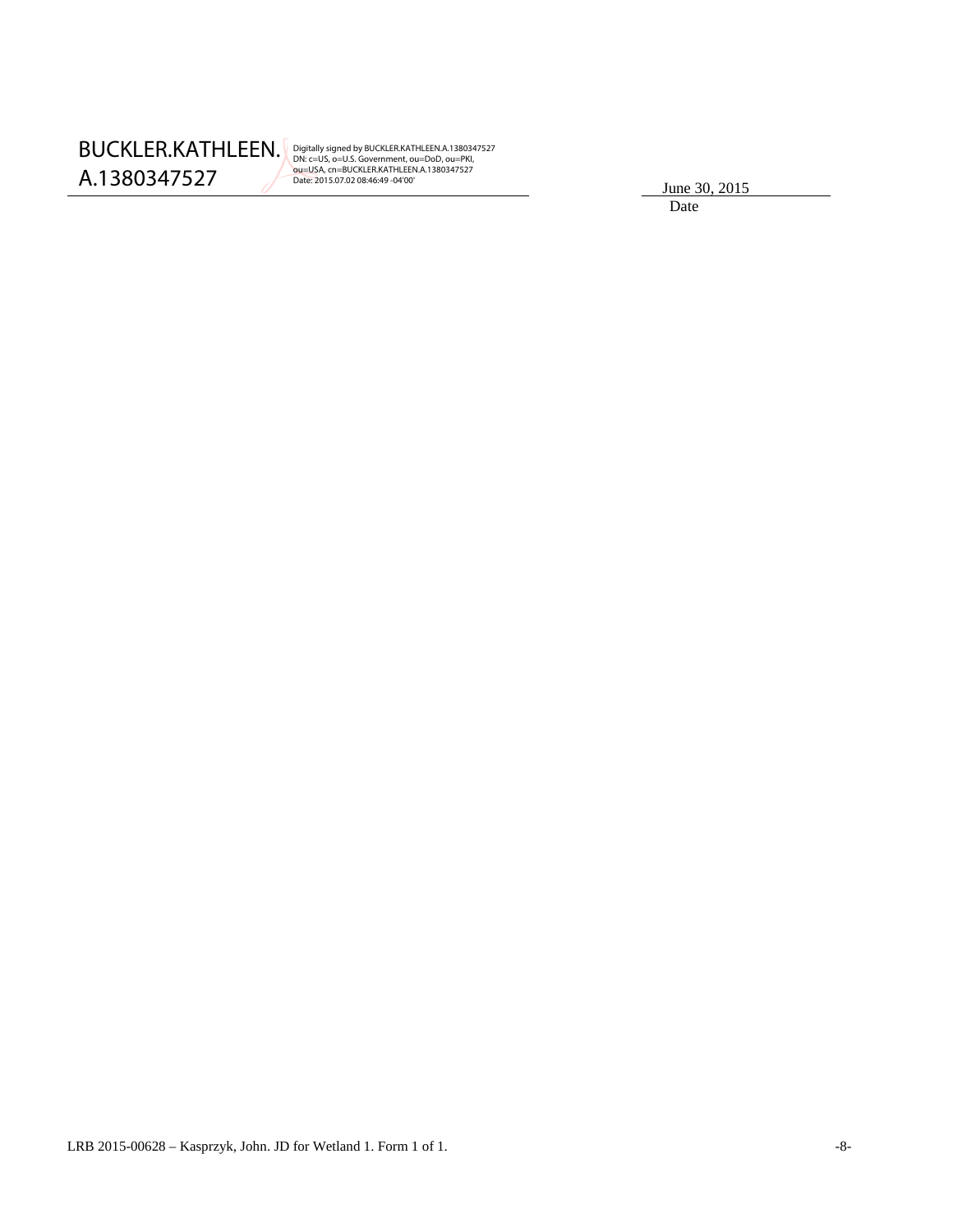BUCKLER.KATHLEEN.A.1380347527

Digitally signed by BUCKLER.KATHLEEN.A.1380347527
DN: c=US, o=U.S. Government, ou=DoD, ou=PKI, ou=USA, cn=BUCKLER.KATHLEEN.A.1380347527
Date: 2015.07.02 08:46:49 -04'00'

June 30, 2015
Date

LRB 2015-00628 – Kasprzyk, John. JD for Wetland 1. Form 1 of 1.